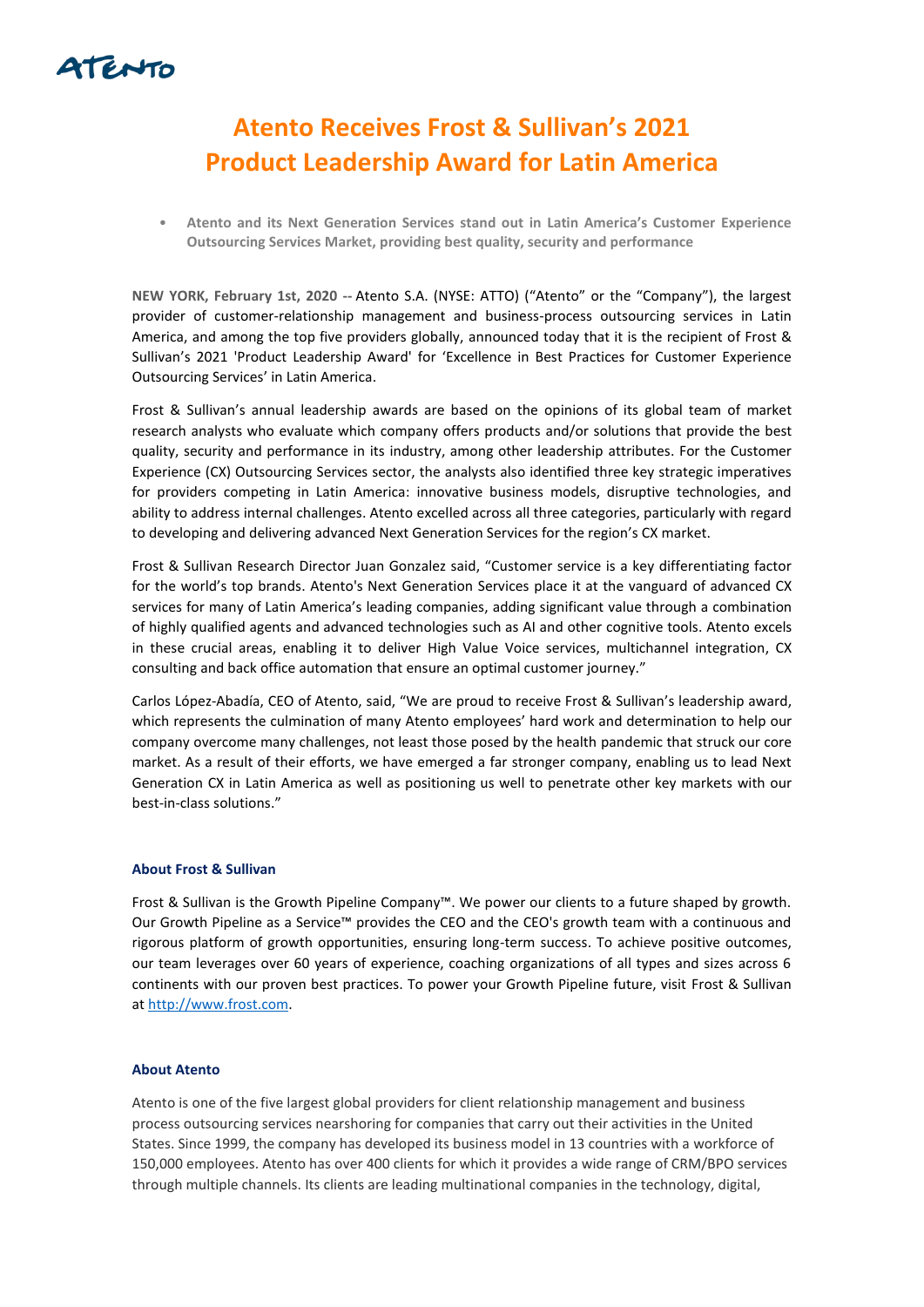# Atento Receives Frost & Sullivan's 2021 Product Leadership Award for Latin America

- **Atento and its Next Generation Services stand out in Latin America's Customer Experience Outsourcing Services Market, providing best quality, security and performance**

**NEW YORK, February 1st, 2020 --** Atento S.A. (NYSE: ATTO) ("Atento" or the "Company"), the largest provider of customer-relationship management and business-process outsourcing services in Latin America, and among the top five providers globally, announced today that it is the recipient of Frost & Sullivan's 2021 'Product Leadership Award' for 'Excellence in Best Practices for Customer Experience Outsourcing Services' in Latin America.

Frost & Sullivan's annual leadership awards are based on the opinions of its global team of market research analysts who evaluate which company offers products and/or solutions that provide the best quality, security and performance in its industry, among other leadership attributes. For the Customer Experience (CX) Outsourcing Services sector, the analysts also identified three key strategic imperatives for providers competing in Latin America: innovative business models, disruptive technologies, and ability to address internal challenges. Atento excelled across all three categories, particularly with regard to developing and delivering advanced Next Generation Services for the region's CX market.

Frost & Sullivan Research Director Juan Gonzalez said, "Customer service is a key differentiating factor for the world's top brands. Atento's Next Generation Services place it at the vanguard of advanced CX services for many of Latin America's leading companies, adding significant value through a combination of highly qualified agents and advanced technologies such as AI and other cognitive tools. Atento excels in these crucial areas, enabling it to deliver High Value Voice services, multichannel integration, CX consulting and back office automation that ensure an optimal customer journey."

Carlos López-Abadía, CEO of Atento, said, "We are proud to receive Frost & Sullivan's leadership award, which represents the culmination of many Atento employees' hard work and determination to help our company overcome many challenges, not least those posed by the health pandemic that struck our core market. As a result of their efforts, we have emerged a far stronger company, enabling us to lead Next Generation CX in Latin America as well as positioning us well to penetrate other key markets with our best-in-class solutions."

### About Frost & Sullivan

Frost & Sullivan is the Growth Pipeline Company™. We power our clients to a future shaped by growth. Our Growth Pipeline as a Service™ provides the CEO and the CEO's growth team with a continuous and rigorous platform of growth opportunities, ensuring long-term success. To achieve positive outcomes, our team leverages over 60 years of experience, coaching organizations of all types and sizes across 6 continents with our proven best practices. To power your Growth Pipeline future, visit Frost & Sullivan at http://www.frost.com.

### About Atento

Atento is one of the five largest global providers for client relationship management and business process outsourcing services nearshoring for companies that carry out their activities in the United States. Since 1999, the company has developed its business model in 13 countries with a workforce of 150,000 employees. Atento has over 400 clients for which it provides a wide range of CRM/BPO services through multiple channels. Its clients are leading multinational companies in the technology, digital,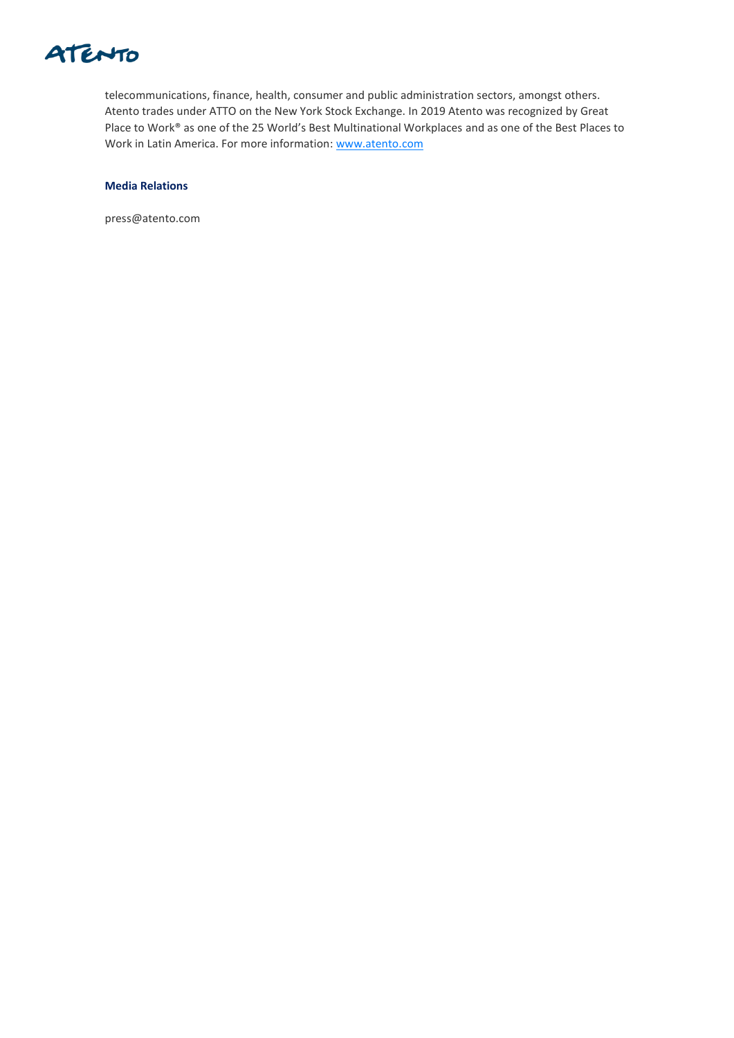telecommunications, finance, health, consumer and public administration sectors, amongst others. Atento trades under ATTO on the New York Stock Exchange. In 2019 Atento was recognized by Great Place to Work® as one of the 25 World's Best Multinational Workplaces and as one of the Best Places to Work in Latin America. For more information: [www.atento.com](http://www.atento.com)

**Media Relations**

press@atento.com